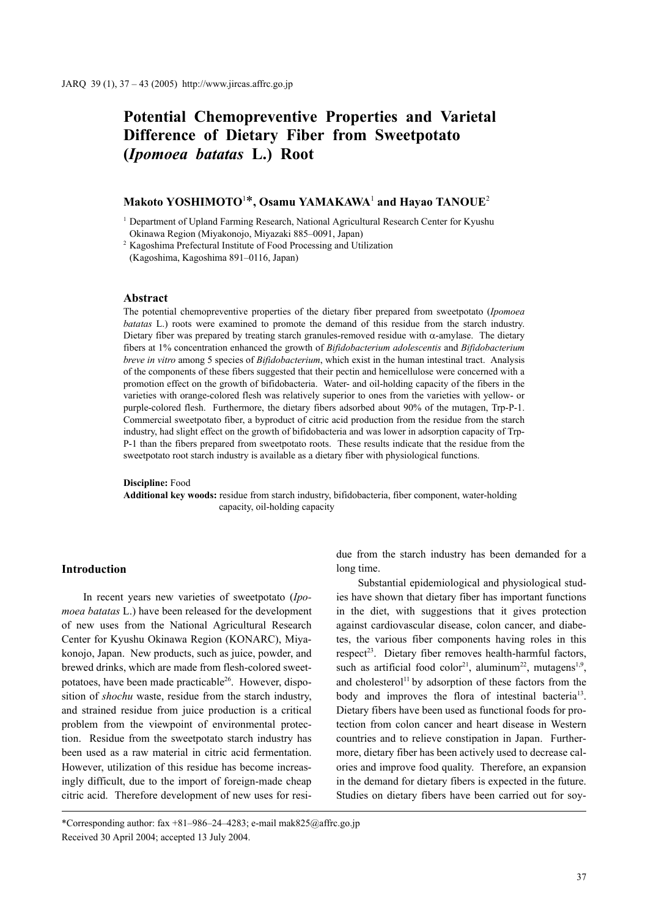# Potential Chemopreventive Properties and Varietal Difference of Dietary Fiber from Sweetpotato (*Ipomoea batatas* L.) Root

**Makoto YOSHIMOTO**[1]*, **Osamu YAMAKAWA**[1] **and Hayao TANOUE**[2]

[1] Department of Upland Farming Research, National Agricultural Research Center for Kyushu Okinawa Region (Miyakonojo, Miyazaki 885–0091, Japan)

[2] Kagoshima Prefectural Institute of Food Processing and Utilization (Kagoshima, Kagoshima 891–0116, Japan)

## Abstract

The potential chemopreventive properties of the dietary fiber prepared from sweetpotato (*Ipomoea batatas* L.) roots were examined to promote the demand of this residue from the starch industry. Dietary fiber was prepared by treating starch granules-removed residue with α-amylase. The dietary fibers at 1% concentration enhanced the growth of *Bifidobacterium adolescentis* and *Bifidobacterium breve in vitro* among 5 species of *Bifidobacterium*, which exist in the human intestinal tract. Analysis of the components of these fibers suggested that their pectin and hemicellulose were concerned with a promotion effect on the growth of bifidobacteria. Water- and oil-holding capacity of the fibers in the varieties with orange-colored flesh was relatively superior to ones from the varieties with yellow- or purple-colored flesh. Furthermore, the dietary fibers adsorbed about 90% of the mutagen, Trp-P-1. Commercial sweetpotato fiber, a byproduct of citric acid production from the residue from the starch industry, had slight effect on the growth of bifidobacteria and was lower in adsorption capacity of Trp-P-1 than the fibers prepared from sweetpotato roots. These results indicate that the residue from the sweetpotato root starch industry is available as a dietary fiber with physiological functions.

**Discipline:** Food

**Additional key woods:** residue from starch industry, bifidobacteria, fiber component, water-holding capacity, oil-holding capacity

## Introduction

In recent years new varieties of sweetpotato (*Ipomoea batatas* L.) have been released for the development of new uses from the National Agricultural Research Center for Kyushu Okinawa Region (KONARC), Miyakonojo, Japan. New products, such as juice, powder, and brewed drinks, which are made from flesh-colored sweetpotatoes, have been made practicable[26]. However, disposition of *shochu* waste, residue from the starch industry, and strained residue from juice production is a critical problem from the viewpoint of environmental protection. Residue from the sweetpotato starch industry has been used as a raw material in citric acid fermentation. However, utilization of this residue has become increasingly difficult, due to the import of foreign-made cheap citric acid. Therefore development of new uses for residue from the starch industry has been demanded for a long time.

Substantial epidemiological and physiological studies have shown that dietary fiber has important functions in the diet, with suggestions that it gives protection against cardiovascular disease, colon cancer, and diabetes, the various fiber components having roles in this respect[23]. Dietary fiber removes health-harmful factors, such as artificial food color[21], aluminum[22], mutagens[1,9], and cholesterol[11] by adsorption of these factors from the body and improves the flora of intestinal bacteria[13]. Dietary fibers have been used as functional foods for protection from colon cancer and heart disease in Western countries and to relieve constipation in Japan. Furthermore, dietary fiber has been actively used to decrease calories and improve food quality. Therefore, an expansion in the demand for dietary fibers is expected in the future. Studies on dietary fibers have been carried out for soy-

*Corresponding author: fax +81–986–24–4283; e-mail mak825@affrc.go.jp

Received 30 April 2004; accepted 13 July 2004.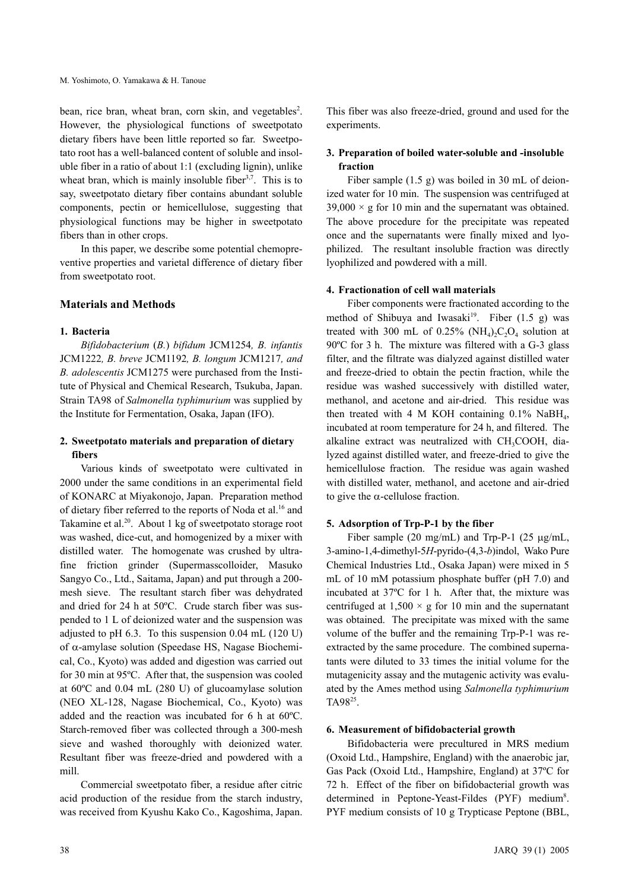bean, rice bran, wheat bran, corn skin, and vegetables[2]. However, the physiological functions of sweetpotato dietary fibers have been little reported so far. Sweetpotato root has a well-balanced content of soluble and insoluble fiber in a ratio of about 1:1 (excluding lignin), unlike wheat bran, which is mainly insoluble fiber[3,7]. This is to say, sweetpotato dietary fiber contains abundant soluble components, pectin or hemicellulose, suggesting that physiological functions may be higher in sweetpotato fibers than in other crops.

In this paper, we describe some potential chemopreventive properties and varietal difference of dietary fiber from sweetpotato root.

## Materials and Methods

### 1. Bacteria

*Bifidobacterium* (*B.*) *bifidum* JCM1254*, B. infantis* JCM1222*, B. breve* JCM1192*, B. longum* JCM1217*, and B. adolescentis* JCM1275 were purchased from the Institute of Physical and Chemical Research, Tsukuba, Japan. Strain TA98 of *Salmonella typhimurium* was supplied by the Institute for Fermentation, Osaka, Japan (IFO).

### 2. Sweetpotato materials and preparation of dietary fibers

Various kinds of sweetpotato were cultivated in 2000 under the same conditions in an experimental field of KONARC at Miyakonojo, Japan. Preparation method of dietary fiber referred to the reports of Noda et al.[16] and Takamine et al.[20]. About 1 kg of sweetpotato storage root was washed, dice-cut, and homogenized by a mixer with distilled water. The homogenate was crushed by ultrafine friction grinder (Supermasscolloider, Masuko Sangyo Co., Ltd., Saitama, Japan) and put through a 200-mesh sieve. The resultant starch fiber was dehydrated and dried for 24 h at 50ºC. Crude starch fiber was suspended to 1 L of deionized water and the suspension was adjusted to pH 6.3. To this suspension 0.04 mL (120 U) of α-amylase solution (Speedase HS, Nagase Biochemical, Co., Kyoto) was added and digestion was carried out for 30 min at 95ºC. After that, the suspension was cooled at 60ºC and 0.04 mL (280 U) of glucoamylase solution (NEO XL-128, Nagase Biochemical, Co., Kyoto) was added and the reaction was incubated for 6 h at 60ºC. Starch-removed fiber was collected through a 300-mesh sieve and washed thoroughly with deionized water. Resultant fiber was freeze-dried and powdered with a mill.

Commercial sweetpotato fiber, a residue after citric acid production of the residue from the starch industry, was received from Kyushu Kako Co., Kagoshima, Japan. This fiber was also freeze-dried, ground and used for the experiments.

### 3. Preparation of boiled water-soluble and -insoluble fraction

Fiber sample (1.5 g) was boiled in 30 mL of deionized water for 10 min. The suspension was centrifuged at 39,000 × g for 10 min and the supernatant was obtained. The above procedure for the precipitate was repeated once and the supernatants were finally mixed and lyophilized. The resultant insoluble fraction was directly lyophilized and powdered with a mill.

### 4. Fractionation of cell wall materials

Fiber components were fractionated according to the method of Shibuya and Iwasaki[19]. Fiber (1.5 g) was treated with 300 mL of 0.25% $(NH_4)_2C_2O_4$ solution at 90ºC for 3 h. The mixture was filtered with a G-3 glass filter, and the filtrate was dialyzed against distilled water and freeze-dried to obtain the pectin fraction, while the residue was washed successively with distilled water, methanol, and acetone and air-dried. This residue was then treated with 4 M KOH containing 0.1% $NaBH_4$, incubated at room temperature for 24 h, and filtered. The alkaline extract was neutralized with $CH_3COOH$, dialyzed against distilled water, and freeze-dried to give the hemicellulose fraction. The residue was again washed with distilled water, methanol, and acetone and air-dried to give the α-cellulose fraction.

### 5. Adsorption of Trp-P-1 by the fiber

Fiber sample (20 mg/mL) and Trp-P-1 (25 μg/mL, 3-amino-1,4-dimethyl-5*H*-pyrido-(4,3-*b*)indol, Wako Pure Chemical Industries Ltd., Osaka Japan) were mixed in 5 mL of 10 mM potassium phosphate buffer (pH 7.0) and incubated at 37ºC for 1 h. After that, the mixture was centrifuged at 1,500 × g for 10 min and the supernatant was obtained. The precipitate was mixed with the same volume of the buffer and the remaining Trp-P-1 was re-extracted by the same procedure. The combined supernatants were diluted to 33 times the initial volume for the mutagenicity assay and the mutagenic activity was evaluated by the Ames method using *Salmonella typhimurium* TA98[25].

### 6. Measurement of bifidobacterial growth

Bifidobacteria were precultured in MRS medium (Oxoid Ltd., Hampshire, England) with the anaerobic jar, Gas Pack (Oxoid Ltd., Hampshire, England) at 37ºC for 72 h. Effect of the fiber on bifidobacterial growth was determined in Peptone-Yeast-Fildes (PYF) medium[8]. PYF medium consists of 10 g Trypticase Peptone (BBL,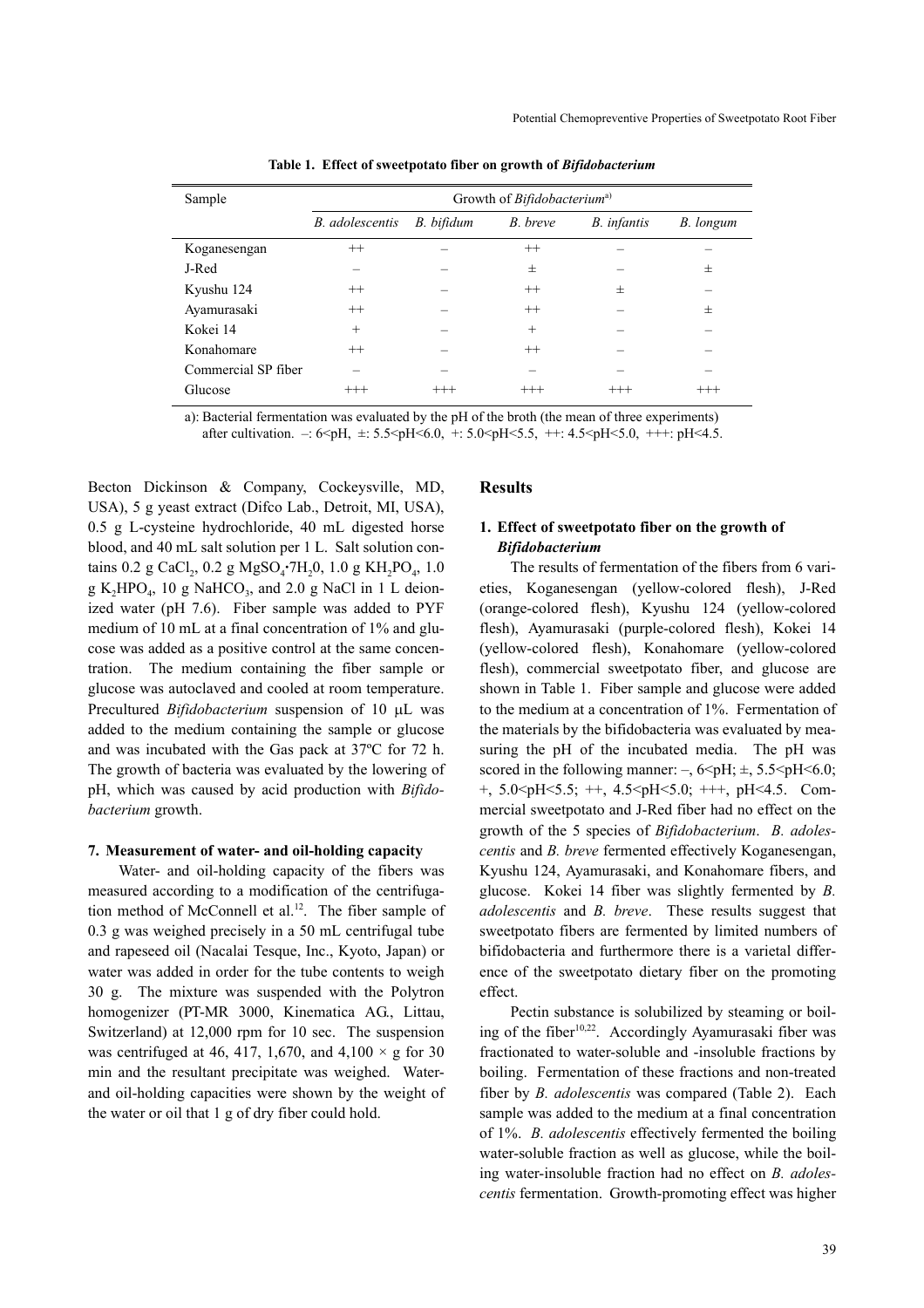**Table 1. Effect of sweetpotato fiber on growth of *Bifidobacterium***

| Sample | Growth of *Bifidobacterium*[a)] | | | | |
|---|---|---|---|---|---|
| | *B. adolescentis* | *B. bifidum* | *B. breve* | *B. infantis* | *B. longum* |
| Koganesengan | ++ | – | ++ | – | – |
| J-Red | – | – | ± | – | ± |
| Kyushu 124 | ++ | – | ++ | ± | – |
| Ayamurasaki | ++ | – | ++ | – | ± |
| Kokei 14 | + | – | + | – | – |
| Konahomare | ++ | – | ++ | – | – |
| Commercial SP fiber | – | – | – | – | – |
| Glucose | +++ | +++ | +++ | +++ | +++ |

a): Bacterial fermentation was evaluated by the pH of the broth (the mean of three experiments) after cultivation. –: 6<pH, ±: 5.5<pH<6.0, +: 5.0<pH<5.5, ++: 4.5<pH<5.0, +++: pH<4.5.

Becton Dickinson & Company, Cockeysville, MD, USA), 5 g yeast extract (Difco Lab., Detroit, MI, USA), 0.5 g L-cysteine hydrochloride, 40 mL digested horse blood, and 40 mL salt solution per 1 L. Salt solution contains 0.2 g $CaCl_2$, 0.2 g $MgSO_4 \cdot 7H_2O$, 1.0 g $KH_2PO_4$, 1.0 g $K_2HPO_4$, 10 g $NaHCO_3$, and 2.0 g NaCl in 1 L deionized water (pH 7.6). Fiber sample was added to PYF medium of 10 mL at a final concentration of 1% and glucose was added as a positive control at the same concentration. The medium containing the fiber sample or glucose was autoclaved and cooled at room temperature. Precultured *Bifidobacterium* suspension of 10 μL was added to the medium containing the sample or glucose and was incubated with the Gas pack at 37ºC for 72 h. The growth of bacteria was evaluated by the lowering of pH, which was caused by acid production with *Bifidobacterium* growth.

### 7. Measurement of water- and oil-holding capacity

Water- and oil-holding capacity of the fibers was measured according to a modification of the centrifugation method of McConnell et al.[12]. The fiber sample of 0.3 g was weighed precisely in a 50 mL centrifugal tube and rapeseed oil (Nacalai Tesque, Inc., Kyoto, Japan) or water was added in order for the tube contents to weigh 30 g. The mixture was suspended with the Polytron homogenizer (PT-MR 3000, Kinematica AG., Littau, Switzerland) at 12,000 rpm for 10 sec. The suspension was centrifuged at 46, 417, 1,670, and 4,100 × g for 30 min and the resultant precipitate was weighed. Water- and oil-holding capacities were shown by the weight of the water or oil that 1 g of dry fiber could hold.

## Results

### 1. Effect of sweetpotato fiber on the growth of *Bifidobacterium*

The results of fermentation of the fibers from 6 varieties, Koganesengan (yellow-colored flesh), J-Red (orange-colored flesh), Kyushu 124 (yellow-colored flesh), Ayamurasaki (purple-colored flesh), Kokei 14 (yellow-colored flesh), Konahomare (yellow-colored flesh), commercial sweetpotato fiber, and glucose are shown in Table 1. Fiber sample and glucose were added to the medium at a concentration of 1%. Fermentation of the materials by the bifidobacteria was evaluated by measuring the pH of the incubated media. The pH was scored in the following manner: –, 6<pH; ±, 5.5<pH<6.0; +, 5.0<pH<5.5; ++, 4.5<pH<5.0; +++, pH<4.5. Commercial sweetpotato and J-Red fiber had no effect on the growth of the 5 species of *Bifidobacterium*. *B. adolescentis* and *B. breve* fermented effectively Koganesengan, Kyushu 124, Ayamurasaki, and Konahomare fibers, and glucose. Kokei 14 fiber was slightly fermented by *B. adolescentis* and *B. breve*. These results suggest that sweetpotato fibers are fermented by limited numbers of bifidobacteria and furthermore there is a varietal difference of the sweetpotato dietary fiber on the promoting effect.

Pectin substance is solubilized by steaming or boiling of the fiber[10,22]. Accordingly Ayamurasaki fiber was fractionated to water-soluble and -insoluble fractions by boiling. Fermentation of these fractions and non-treated fiber by *B. adolescentis* was compared (Table 2). Each sample was added to the medium at a final concentration of 1%. *B. adolescentis* effectively fermented the boiling water-soluble fraction as well as glucose, while the boiling water-insoluble fraction had no effect on *B. adolescentis* fermentation. Growth-promoting effect was higher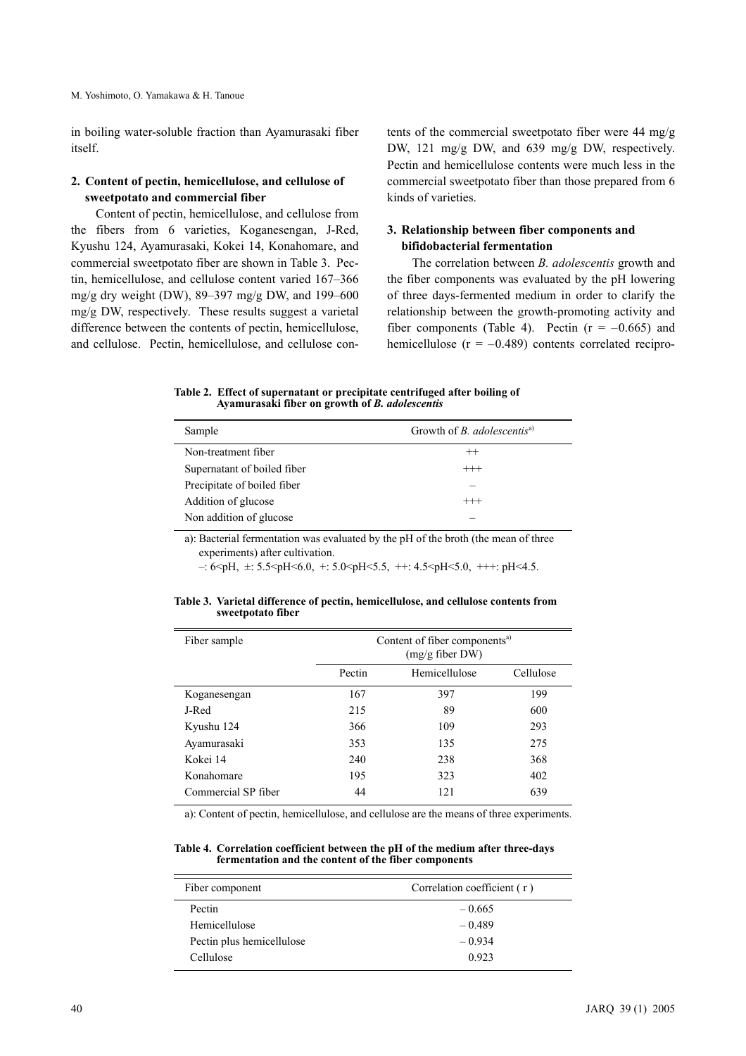in boiling water-soluble fraction than Ayamurasaki fiber itself.

### 2. Content of pectin, hemicellulose, and cellulose of sweetpotato and commercial fiber

Content of pectin, hemicellulose, and cellulose from the fibers from 6 varieties, Koganesengan, J-Red, Kyushu 124, Ayamurasaki, Kokei 14, Konahomare, and commercial sweetpotato fiber are shown in Table 3. Pectin, hemicellulose, and cellulose content varied 167–366 mg/g dry weight (DW), 89–397 mg/g DW, and 199–600 mg/g DW, respectively. These results suggest a varietal difference between the contents of pectin, hemicellulose, and cellulose. Pectin, hemicellulose, and cellulose contents of the commercial sweetpotato fiber were 44 mg/g DW, 121 mg/g DW, and 639 mg/g DW, respectively. Pectin and hemicellulose contents were much less in the commercial sweetpotato fiber than those prepared from 6 kinds of varieties.

### 3. Relationship between fiber components and bifidobacterial fermentation

The correlation between *B. adolescentis* growth and the fiber components was evaluated by the pH lowering of three days-fermented medium in order to clarify the relationship between the growth-promoting activity and fiber components (Table 4). Pectin (r = –0.665) and hemicellulose (r = –0.489) contents correlated recipro-

**Table 2. Effect of supernatant or precipitate centrifuged after boiling of Ayamurasaki fiber on growth of *B. adolescentis***

| Sample | Growth of *B. adolescentis*[a] |
|---|---|
| Non-treatment fiber | ++ |
| Supernatant of boiled fiber | +++ |
| Precipitate of boiled fiber | – |
| Addition of glucose | +++ |
| Non addition of glucose | – |

a): Bacterial fermentation was evaluated by the pH of the broth (the mean of three experiments) after cultivation.
–: 6<pH, ±: 5.5<pH<6.0, +: 5.0<pH<5.5, ++: 4.5<pH<5.0, +++: pH<4.5.

**Table 3. Varietal difference of pectin, hemicellulose, and cellulose contents from sweetpotato fiber**

| Fiber sample | Content of fiber components[a] (mg/g fiber DW) | | |
|---|---|---|---|
| | Pectin | Hemicellulose | Cellulose |
| Koganesengan | 167 | 397 | 199 |
| J-Red | 215 | 89 | 600 |
| Kyushu 124 | 366 | 109 | 293 |
| Ayamurasaki | 353 | 135 | 275 |
| Kokei 14 | 240 | 238 | 368 |
| Konahomare | 195 | 323 | 402 |
| Commercial SP fiber | 44 | 121 | 639 |

a): Content of pectin, hemicellulose, and cellulose are the means of three experiments.

**Table 4. Correlation coefficient between the pH of the medium after three-days fermentation and the content of the fiber components**

| Fiber component | Correlation coefficient ( r ) |
|---|---|
| Pectin | – 0.665 |
| Hemicellulose | – 0.489 |
| Pectin plus hemicellulose | – 0.934 |
| Cellulose | 0.923 |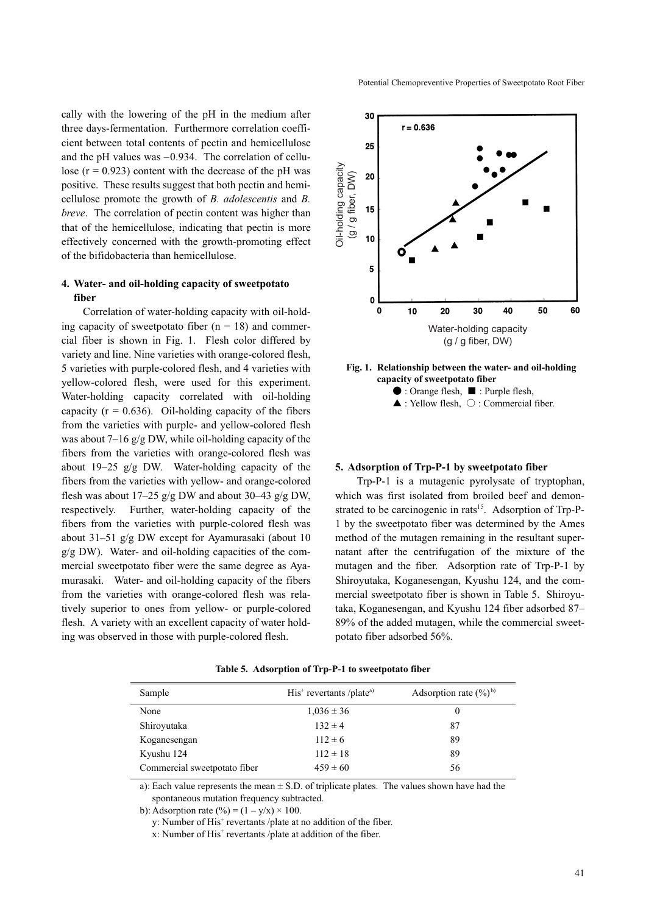cally with the lowering of the pH in the medium after three days-fermentation. Furthermore correlation coefficient between total contents of pectin and hemicellulose and the pH values was –0.934. The correlation of cellulose ($r = 0.923$) content with the decrease of the pH was positive. These results suggest that both pectin and hemicellulose promote the growth of *B. adolescentis* and *B. breve*. The correlation of pectin content was higher than that of the hemicellulose, indicating that pectin is more effectively concerned with the growth-promoting effect of the bifidobacteria than hemicellulose.

### 4. Water- and oil-holding capacity of sweetpotato fiber

Correlation of water-holding capacity with oil-holding capacity of sweetpotato fiber ($n = 18$) and commercial fiber is shown in Fig. 1. Flesh color differed by variety and line. Nine varieties with orange-colored flesh, 5 varieties with purple-colored flesh, and 4 varieties with yellow-colored flesh, were used for this experiment. Water-holding capacity correlated with oil-holding capacity ($r = 0.636$). Oil-holding capacity of the fibers from the varieties with purple- and yellow-colored flesh was about 7–16 g/g DW, while oil-holding capacity of the fibers from the varieties with orange-colored flesh was about 19–25 g/g DW. Water-holding capacity of the fibers from the varieties with yellow- and orange-colored flesh was about 17–25 g/g DW and about 30–43 g/g DW, respectively. Further, water-holding capacity of the fibers from the varieties with purple-colored flesh was about 31–51 g/g DW except for Ayamurasaki (about 10 g/g DW). Water- and oil-holding capacities of the commercial sweetpotato fiber were the same degree as Ayamurasaki. Water- and oil-holding capacity of the fibers from the varieties with orange-colored flesh was relatively superior to ones from yellow- or purple-colored flesh. A variety with an excellent capacity of water holding was observed in those with purple-colored flesh.

**Fig. 1. Relationship between the water- and oil-holding capacity of sweetpotato fiber**
●: Orange flesh, ■: Purple flesh, ▲: Yellow flesh, ○: Commercial fiber.

### 5. Adsorption of Trp-P-1 by sweetpotato fiber

Trp-P-1 is a mutagenic pyrolysate of tryptophan, which was first isolated from broiled beef and demonstrated to be carcinogenic in rats[15]. Adsorption of Trp-P-1 by the sweetpotato fiber was determined by the Ames method of the mutagen remaining in the resultant supernatant after the centrifugation of the mixture of the mutagen and the fiber. Adsorption rate of Trp-P-1 by Shiroyutaka, Koganesengan, Kyushu 124, and the commercial sweetpotato fiber is shown in Table 5. Shiroyutaka, Koganesengan, and Kyushu 124 fiber adsorbed 87–89% of the added mutagen, while the commercial sweetpotato fiber adsorbed 56%.

**Table 5. Adsorption of Trp-P-1 to sweetpotato fiber**

| Sample | $His^+$ revertants /plate[a)] | Adsorption rate (%)[b)] |
|---|---|---|
| None | 1,036 ± 36 | 0 |
| Shiroyutaka | 132 ± 4 | 87 |
| Koganesengan | 112 ± 6 | 89 |
| Kyushu 124 | 112 ± 18 | 89 |
| Commercial sweetpotato fiber | 459 ± 60 | 56 |

a): Each value represents the mean ± S.D. of triplicate plates. The values shown have had the spontaneous mutation frequency subtracted.

b): Adsorption rate (%) = $(1 - y/x) \times 100$.

y: Number of $His^+$ revertants /plate at no addition of the fiber.

x: Number of $His^+$ revertants /plate at addition of the fiber.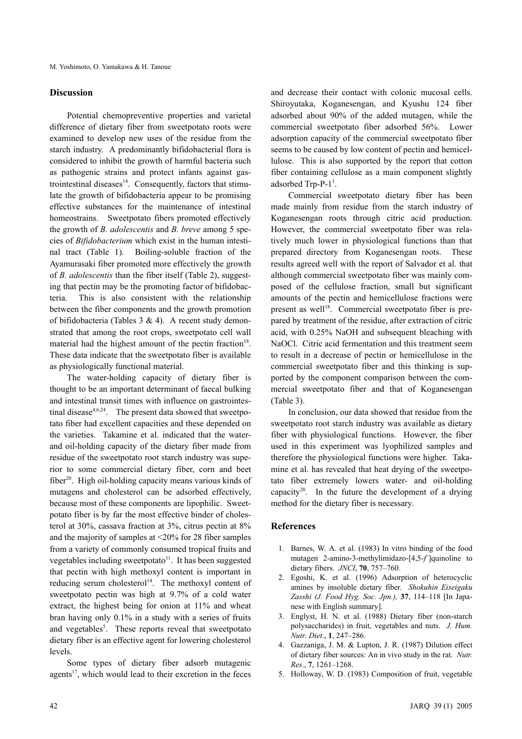## Discussion

Potential chemopreventive properties and varietal difference of dietary fiber from sweetpotato roots were examined to develop new uses of the residue from the starch industry. A predominantly bifidobacterial flora is considered to inhibit the growth of harmful bacteria such as pathogenic strains and protect infants against gastrointestinal diseases[14]. Consequently, factors that stimulate the growth of bifidobacteria appear to be promising effective substances for the maintenance of intestinal homeostrains. Sweetpotato fibers promoted effectively the growth of *B. adolescentis* and *B. breve* among 5 species of *Bifidobacterium* which exist in the human intestinal tract (Table 1). Boiling-soluble fraction of the Ayamurasaki fiber promoted more effectively the growth of *B. adolescentis* than the fiber itself (Table 2), suggesting that pectin may be the promoting factor of bifidobacteria. This is also consistent with the relationship between the fiber components and the growth promotion of bifidobacteria (Tables 3 & 4). A recent study demonstrated that among the root crops, sweetpotato cell wall material had the highest amount of the pectin fraction[18]. These data indicate that the sweetpotato fiber is available as physiologically functional material.

The water-holding capacity of dietary fiber is thought to be an important determinant of faecal bulking and intestinal transit times with influence on gastrointestinal disease[4,6,24]. The present data showed that sweetpotato fiber had excellent capacities and these depended on the varieties. Takamine et al. indicated that the water- and oil-holding capacity of the dietary fiber made from residue of the sweetpotato root starch industry was superior to some commercial dietary fiber, corn and beet fiber[20]. High oil-holding capacity means various kinds of mutagens and cholesterol can be adsorbed effectively, because most of these components are lipophilic. Sweetpotato fiber is by far the most effective binder of cholesterol at 30%, cassava fraction at 3%, citrus pectin at 8% and the majority of samples at <20% for 28 fiber samples from a variety of commonly consumed tropical fruits and vegetables including sweetpotato[11]. It has been suggested that pectin with high methoxyl content is important in reducing serum cholesterol[14]. The methoxyl content of sweetpotato pectin was high at 9.7% of a cold water extract, the highest being for onion at 11% and wheat bran having only 0.1% in a study with a series of fruits and vegetables[5]. These reports reveal that sweetpotato dietary fiber is an effective agent for lowering cholesterol levels.

Some types of dietary fiber adsorb mutagenic agents[17], which would lead to their excretion in the feces and decrease their contact with colonic mucosal cells. Shiroyutaka, Koganesengan, and Kyushu 124 fiber adsorbed about 90% of the added mutagen, while the commercial sweetpotato fiber adsorbed 56%. Lower adsorption capacity of the commercial sweetpotato fiber seems to be caused by low content of pectin and hemicellulose. This is also supported by the report that cotton fiber containing cellulose as a main component slightly adsorbed Trp-P-1[1].

Commercial sweetpotato dietary fiber has been made mainly from residue from the starch industry of Koganesengan roots through citric acid production. However, the commercial sweetpotato fiber was relatively much lower in physiological functions than that prepared directory from Koganesengan roots. These results agreed well with the report of Salvador et al. that although commercial sweetpotato fiber was mainly composed of the cellulose fraction, small but significant amounts of the pectin and hemicellulose fractions were present as well[18]. Commercial sweetpotato fiber is prepared by treatment of the residue, after extraction of citric acid, with 0.25% NaOH and subsequent bleaching with NaOCl. Citric acid fermentation and this treatment seem to result in a decrease of pectin or hemicellulose in the commercial sweetpotato fiber and this thinking is supported by the component comparison between the commercial sweetpotato fiber and that of Koganesengan (Table 3).

In conclusion, our data showed that residue from the sweetpotato root starch industry was available as dietary fiber with physiological functions. However, the fiber used in this experiment was lyophilized samples and therefore the physiological functions were higher. Takamine et al. has revealed that heat drying of the sweetpotato fiber extremely lowers water- and oil-holding capacity[20]. In the future the development of a drying method for the dietary fiber is necessary.

## References

1. Barnes, W. A. et al. (1983) In vitro binding of the food mutagen 2-amino-3-methylimidazo-[4,5-*f* ]quinoline to dietary fibers. *JNCI*, **70**, 757–760.
2. Egoshi, K. et al. (1996) Adsorption of heterocyclic amines by insoluble dietary fiber. *Shokuhin Eiseigaku Zasshi (J. Food Hyg. Soc. Jpn.),* **37**, 114–118 [In Japanese with English summary].
3. Englyst, H. N. et al. (1988) Dietary fiber (non-starch polysaccharides) in fruit, vegetables and nuts. *J. Hum. Nutr. Diet*., **1**, 247–286.
4. Gazzaniga, J. M. & Lupton, J. R. (1987) Dilution effect of dietary fiber sources: An in vivo study in the rat. *Nutr. Res*., **7**, 1261–1268.
5. Holloway, W. D. (1983) Composition of fruit, vegetable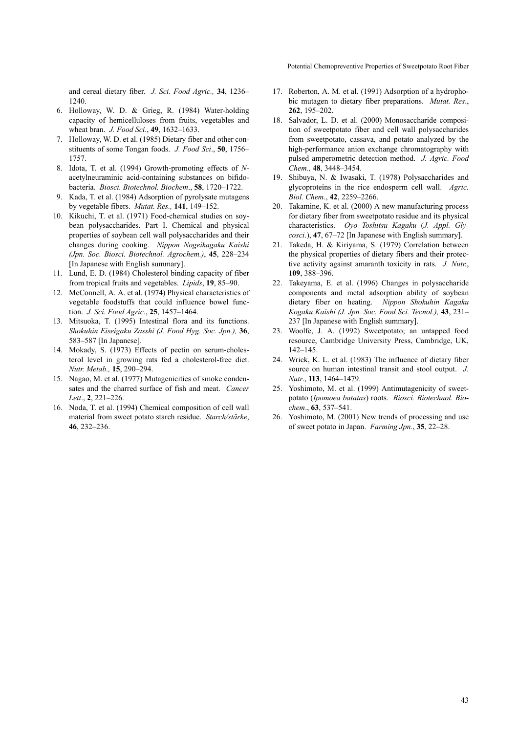and cereal dietary fiber. *J. Sci. Food Agric.,* **34**, 1236–1240.

6. Holloway, W. D. & Grieg, R. (1984) Water-holding capacity of hemicelluloses from fruits, vegetables and wheat bran. *J. Food Sci*., **49**, 1632–1633.
7. Holloway, W. D. et al. (1985) Dietary fiber and other constituents of some Tongan foods. *J. Food Sci*., **50**, 1756–1757.
8. Idota, T. et al. (1994) Growth-promoting effects of *N*-acetylneuraminic acid-containing substances on bifidobacteria. *Biosci. Biotechnol. Biochem*., **58**, 1720–1722.
9. Kada, T. et al. (1984) Adsorption of pyrolysate mutagens by vegetable fibers. *Mutat. Res.,* **141**, 149–152.
10. Kikuchi, T. et al. (1971) Food-chemical studies on soybean polysaccharides. Part I. Chemical and physical properties of soybean cell wall polysaccharides and their changes during cooking. *Nippon Nogeikagaku Kaishi (Jpn. Soc. Biosci. Biotechnol. Agrochem.)*, **45**, 228–234 [In Japanese with English summary].
11. Lund, E. D. (1984) Cholesterol binding capacity of fiber from tropical fruits and vegetables. *Lipids*, **19**, 85–90.
12. McConnell, A. A. et al. (1974) Physical characteristics of vegetable foodstuffs that could influence bowel function. *J. Sci. Food Agric*., **25**, 1457–1464.
13. Mitsuoka, T. (1995) Intestinal flora and its functions. *Shokuhin Eiseigaku Zasshi (J. Food Hyg. Soc. Jpn.),* **36**, 583–587 [In Japanese].
14. Mokady, S. (1973) Effects of pectin on serum-cholesterol level in growing rats fed a cholesterol-free diet. *Nutr. Metab.,* **15**, 290–294.
15. Nagao, M. et al. (1977) Mutagenicities of smoke condensates and the charred surface of fish and meat. *Cancer Lett*., **2**, 221–226.
16. Noda, T. et al. (1994) Chemical composition of cell wall material from sweet potato starch residue. *Starch/stärke*, **46**, 232–236.
17. Roberton, A. M. et al. (1991) Adsorption of a hydrophobic mutagen to dietary fiber preparations. *Mutat. Res*., **262**, 195–202.
18. Salvador, L. D. et al. (2000) Monosaccharide composition of sweetpotato fiber and cell wall polysaccharides from sweetpotato, cassava, and potato analyzed by the high-performance anion exchange chromatography with pulsed amperometric detection method. *J. Agric. Food Chem.,* **48**, 3448–3454.
19. Shibuya, N. & Iwasaki, T. (1978) Polysaccharides and glycoproteins in the rice endosperm cell wall. *Agric. Biol. Chem*., **42**, 2259–2266.
20. Takamine, K. et al. (2000) A new manufacturing process for dietary fiber from sweetpotato residue and its physical characteristics. *Oyo Toshitsu Kagaku* (*J. Appl. Glycosci*.), **47**, 67–72 [In Japanese with English summary].
21. Takeda, H. & Kiriyama, S. (1979) Correlation between the physical properties of dietary fibers and their protective activity against amaranth toxicity in rats. *J. Nutr.*, **109**, 388–396.
22. Takeyama, E. et al. (1996) Changes in polysaccharide components and metal adsorption ability of soybean dietary fiber on heating. *Nippon Shokuhin Kagaku Kogaku Kaishi (J. Jpn. Soc. Food Sci. Tecnol.),* **43**, 231–237 [In Japanese with English summary].
23. Woolfe, J. A. (1992) Sweetpotato; an untapped food resource, Cambridge University Press, Cambridge, UK, 142–145.
24. Wrick, K. L. et al. (1983) The influence of dietary fiber source on human intestinal transit and stool output. *J. Nutr*., **113**, 1464–1479.
25. Yoshimoto, M. et al. (1999) Antimutagenicity of sweetpotato (*Ipomoea batatas*) roots. *Biosci. Biotechnol. Biochem*., **63**, 537–541.
26. Yoshimoto, M. (2001) New trends of processing and use of sweet potato in Japan. *Farming Jpn.*, **35**, 22–28.